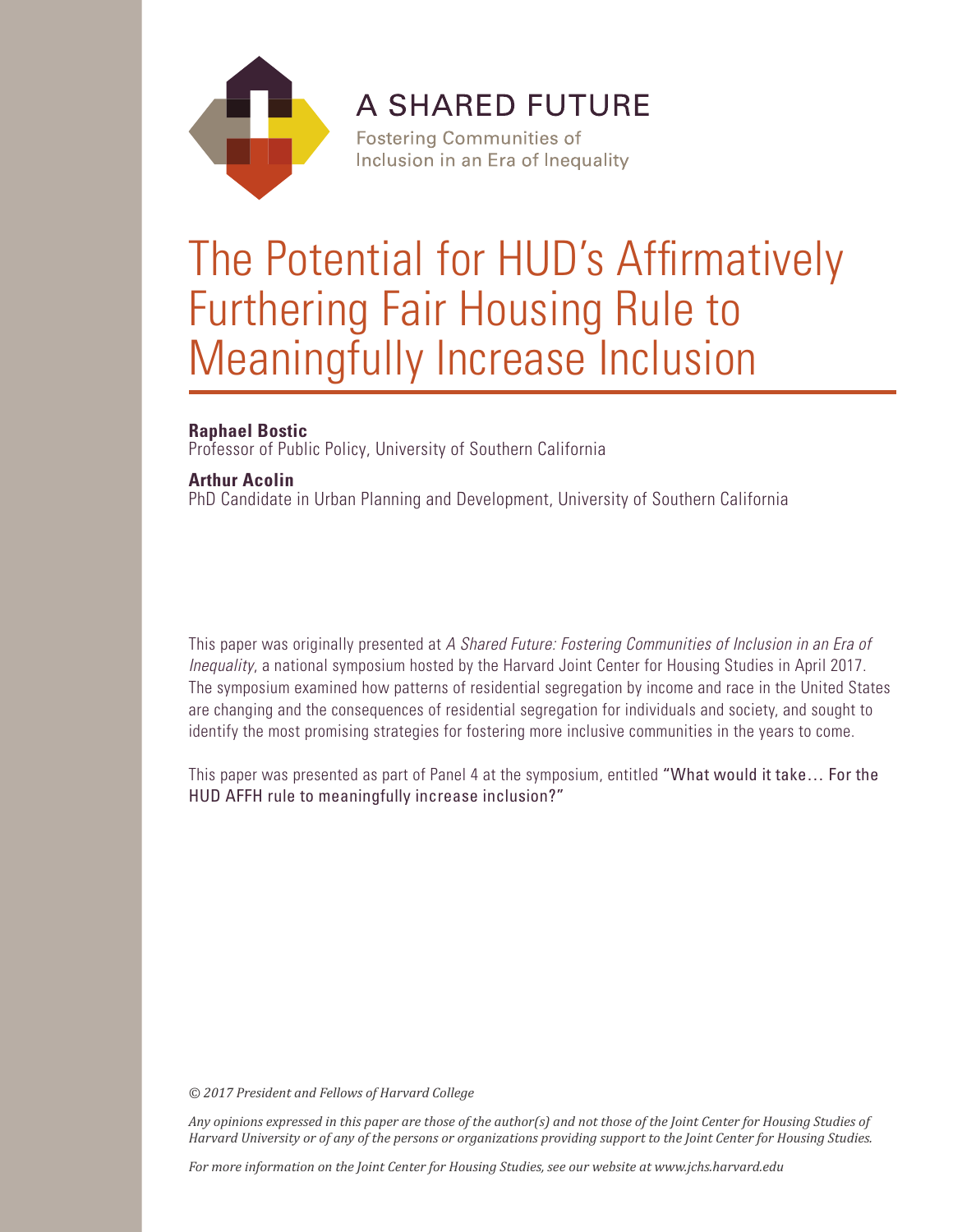A SHARED FUTURE

Fostering Communities of Inclusion in an Era of Inequality

# The Potential for HUD's Affirmatively Furthering Fair Housing Rule to Meaningfully Increase Inclusion

**Raphael Bostic**
Professor of Public Policy, University of Southern California

**Arthur Acolin**
PhD Candidate in Urban Planning and Development, University of Southern California

This paper was originally presented at *A Shared Future: Fostering Communities of Inclusion in an Era of Inequality*, a national symposium hosted by the Harvard Joint Center for Housing Studies in April 2017. The symposium examined how patterns of residential segregation by income and race in the United States are changing and the consequences of residential segregation for individuals and society, and sought to identify the most promising strategies for fostering more inclusive communities in the years to come.

This paper was presented as part of Panel 4 at the symposium, entitled "What would it take… For the HUD AFFH rule to meaningfully increase inclusion?"

*© 2017 President and Fellows of Harvard College*

*Any opinions expressed in this paper are those of the author(s) and not those of the Joint Center for Housing Studies of Harvard University or of any of the persons or organizations providing support to the Joint Center for Housing Studies.*

*For more information on the Joint Center for Housing Studies, see our website at www.jchs.harvard.edu*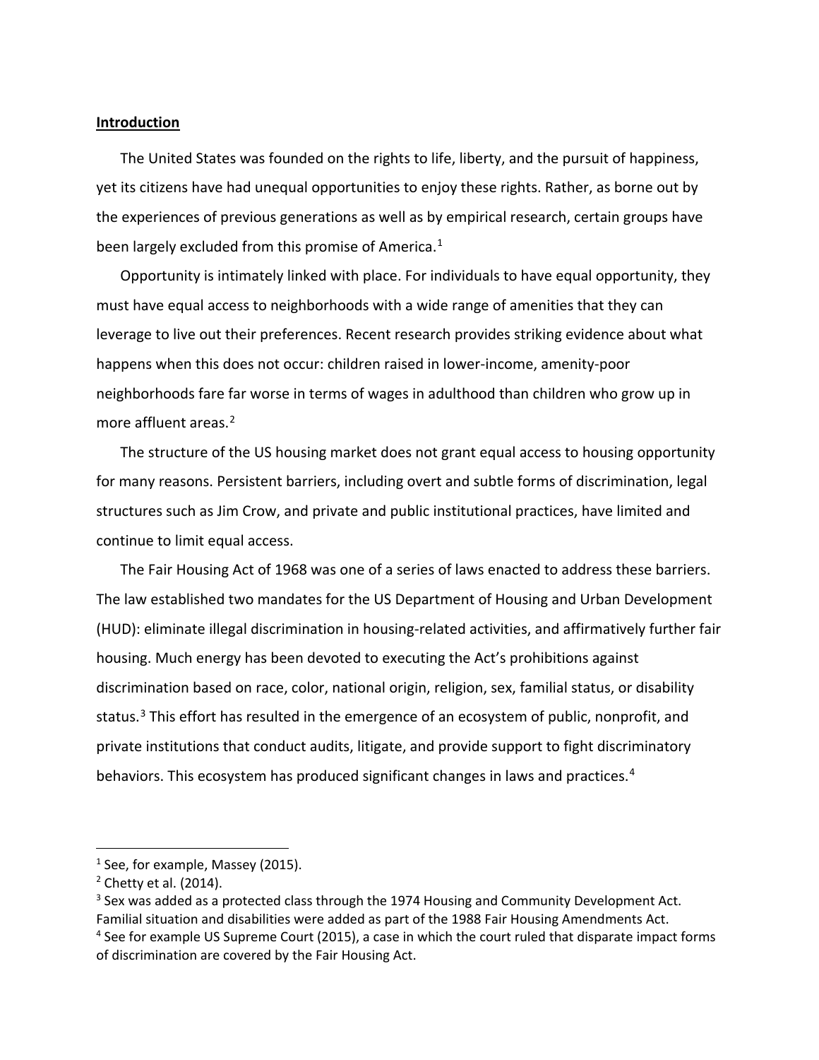## Introduction

The United States was founded on the rights to life, liberty, and the pursuit of happiness, yet its citizens have had unequal opportunities to enjoy these rights. Rather, as borne out by the experiences of previous generations as well as by empirical research, certain groups have been largely excluded from this promise of America.[1]

Opportunity is intimately linked with place. For individuals to have equal opportunity, they must have equal access to neighborhoods with a wide range of amenities that they can leverage to live out their preferences. Recent research provides striking evidence about what happens when this does not occur: children raised in lower-income, amenity-poor neighborhoods fare far worse in terms of wages in adulthood than children who grow up in more affluent areas.[2]

The structure of the US housing market does not grant equal access to housing opportunity for many reasons. Persistent barriers, including overt and subtle forms of discrimination, legal structures such as Jim Crow, and private and public institutional practices, have limited and continue to limit equal access.

The Fair Housing Act of 1968 was one of a series of laws enacted to address these barriers. The law established two mandates for the US Department of Housing and Urban Development (HUD): eliminate illegal discrimination in housing-related activities, and affirmatively further fair housing. Much energy has been devoted to executing the Act's prohibitions against discrimination based on race, color, national origin, religion, sex, familial status, or disability status.[3] This effort has resulted in the emergence of an ecosystem of public, nonprofit, and private institutions that conduct audits, litigate, and provide support to fight discriminatory behaviors. This ecosystem has produced significant changes in laws and practices.[4]

---

[1] See, for example, Massey (2015).

[2] Chetty et al. (2014).

[3] Sex was added as a protected class through the 1974 Housing and Community Development Act. Familial situation and disabilities were added as part of the 1988 Fair Housing Amendments Act.

[4] See for example US Supreme Court (2015), a case in which the court ruled that disparate impact forms of discrimination are covered by the Fair Housing Act.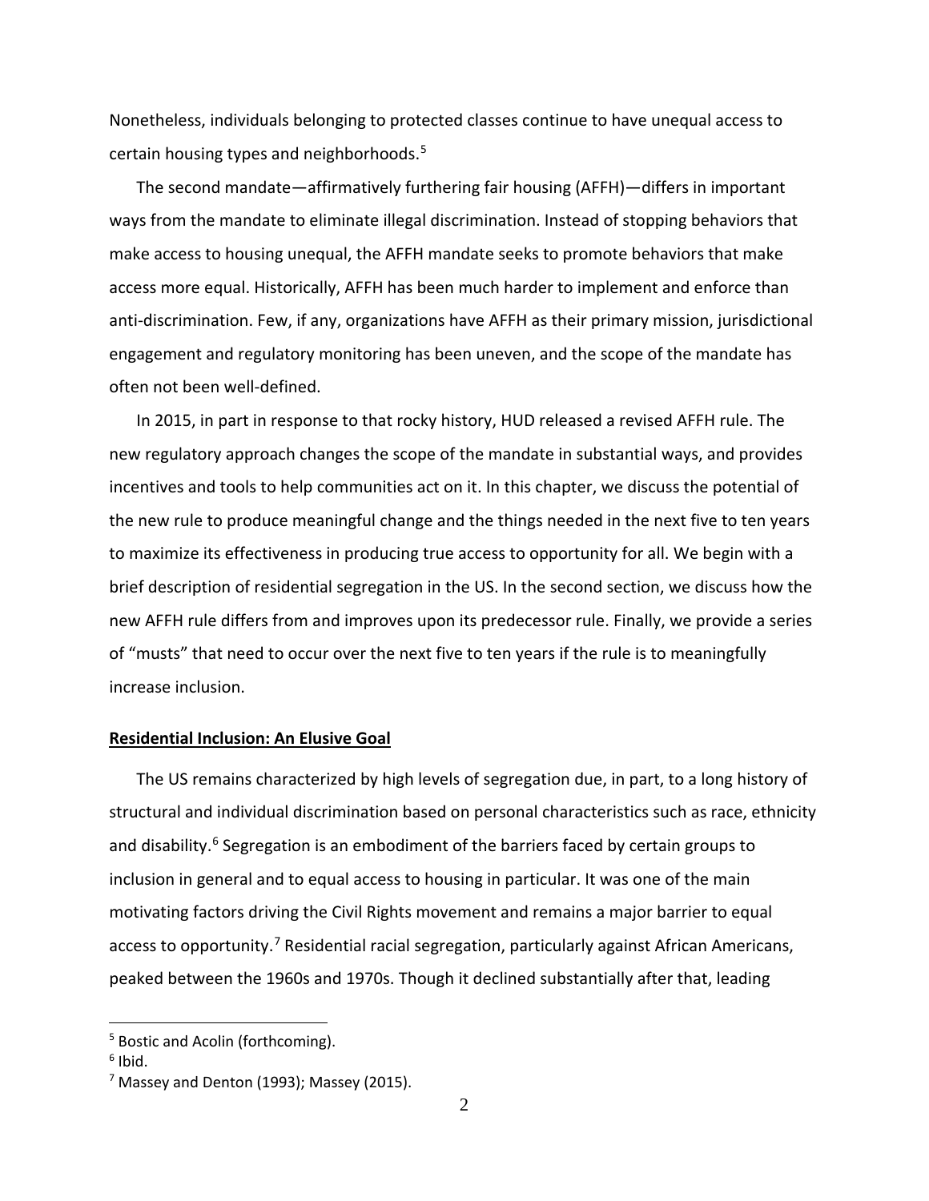Nonetheless, individuals belonging to protected classes continue to have unequal access to certain housing types and neighborhoods.[5]

The second mandate—affirmatively furthering fair housing (AFFH)—differs in important ways from the mandate to eliminate illegal discrimination. Instead of stopping behaviors that make access to housing unequal, the AFFH mandate seeks to promote behaviors that make access more equal. Historically, AFFH has been much harder to implement and enforce than anti-discrimination. Few, if any, organizations have AFFH as their primary mission, jurisdictional engagement and regulatory monitoring has been uneven, and the scope of the mandate has often not been well-defined.

In 2015, in part in response to that rocky history, HUD released a revised AFFH rule. The new regulatory approach changes the scope of the mandate in substantial ways, and provides incentives and tools to help communities act on it. In this chapter, we discuss the potential of the new rule to produce meaningful change and the things needed in the next five to ten years to maximize its effectiveness in producing true access to opportunity for all. We begin with a brief description of residential segregation in the US. In the second section, we discuss how the new AFFH rule differs from and improves upon its predecessor rule. Finally, we provide a series of "musts" that need to occur over the next five to ten years if the rule is to meaningfully increase inclusion.

## Residential Inclusion: An Elusive Goal

The US remains characterized by high levels of segregation due, in part, to a long history of structural and individual discrimination based on personal characteristics such as race, ethnicity and disability.[6] Segregation is an embodiment of the barriers faced by certain groups to inclusion in general and to equal access to housing in particular. It was one of the main motivating factors driving the Civil Rights movement and remains a major barrier to equal access to opportunity.[7] Residential racial segregation, particularly against African Americans, peaked between the 1960s and 1970s. Though it declined substantially after that, leading

---

[5] Bostic and Acolin (forthcoming).

[6] Ibid.

[7] Massey and Denton (1993); Massey (2015).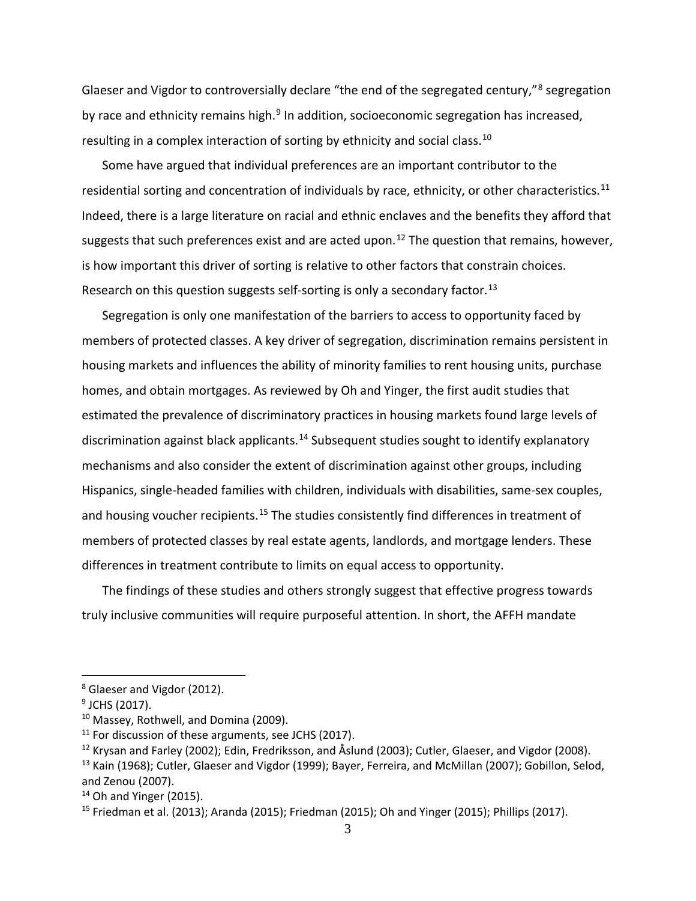Glaeser and Vigdor to controversially declare "the end of the segregated century,"[8] segregation by race and ethnicity remains high.[9] In addition, socioeconomic segregation has increased, resulting in a complex interaction of sorting by ethnicity and social class.[10]

Some have argued that individual preferences are an important contributor to the residential sorting and concentration of individuals by race, ethnicity, or other characteristics.[11] Indeed, there is a large literature on racial and ethnic enclaves and the benefits they afford that suggests that such preferences exist and are acted upon.[12] The question that remains, however, is how important this driver of sorting is relative to other factors that constrain choices. Research on this question suggests self-sorting is only a secondary factor.[13]

Segregation is only one manifestation of the barriers to access to opportunity faced by members of protected classes. A key driver of segregation, discrimination remains persistent in housing markets and influences the ability of minority families to rent housing units, purchase homes, and obtain mortgages. As reviewed by Oh and Yinger, the first audit studies that estimated the prevalence of discriminatory practices in housing markets found large levels of discrimination against black applicants.[14] Subsequent studies sought to identify explanatory mechanisms and also consider the extent of discrimination against other groups, including Hispanics, single-headed families with children, individuals with disabilities, same-sex couples, and housing voucher recipients.[15] The studies consistently find differences in treatment of members of protected classes by real estate agents, landlords, and mortgage lenders. These differences in treatment contribute to limits on equal access to opportunity.

The findings of these studies and others strongly suggest that effective progress towards truly inclusive communities will require purposeful attention. In short, the AFFH mandate

---

[8] Glaeser and Vigdor (2012).

[9] JCHS (2017).

[10] Massey, Rothwell, and Domina (2009).

[11] For discussion of these arguments, see JCHS (2017).

[12] Krysan and Farley (2002); Edin, Fredriksson, and Åslund (2003); Cutler, Glaeser, and Vigdor (2008).

[13] Kain (1968); Cutler, Glaeser and Vigdor (1999); Bayer, Ferreira, and McMillan (2007); Gobillon, Selod, and Zenou (2007).

[14] Oh and Yinger (2015).

[15] Friedman et al. (2013); Aranda (2015); Friedman (2015); Oh and Yinger (2015); Phillips (2017).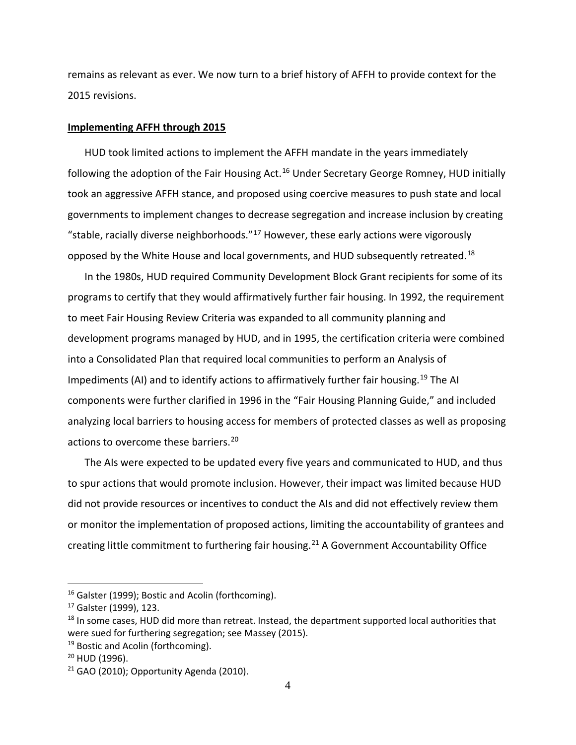remains as relevant as ever. We now turn to a brief history of AFFH to provide context for the 2015 revisions.

**Implementing AFFH through 2015**

HUD took limited actions to implement the AFFH mandate in the years immediately following the adoption of the Fair Housing Act.[16] Under Secretary George Romney, HUD initially took an aggressive AFFH stance, and proposed using coercive measures to push state and local governments to implement changes to decrease segregation and increase inclusion by creating "stable, racially diverse neighborhoods."[17] However, these early actions were vigorously opposed by the White House and local governments, and HUD subsequently retreated.[18]

In the 1980s, HUD required Community Development Block Grant recipients for some of its programs to certify that they would affirmatively further fair housing. In 1992, the requirement to meet Fair Housing Review Criteria was expanded to all community planning and development programs managed by HUD, and in 1995, the certification criteria were combined into a Consolidated Plan that required local communities to perform an Analysis of Impediments (AI) and to identify actions to affirmatively further fair housing.[19] The AI components were further clarified in 1996 in the "Fair Housing Planning Guide," and included analyzing local barriers to housing access for members of protected classes as well as proposing actions to overcome these barriers.[20]

The AIs were expected to be updated every five years and communicated to HUD, and thus to spur actions that would promote inclusion. However, their impact was limited because HUD did not provide resources or incentives to conduct the AIs and did not effectively review them or monitor the implementation of proposed actions, limiting the accountability of grantees and creating little commitment to furthering fair housing.[21] A Government Accountability Office

---

[16] Galster (1999); Bostic and Acolin (forthcoming).

[17] Galster (1999), 123.

[18] In some cases, HUD did more than retreat. Instead, the department supported local authorities that were sued for furthering segregation; see Massey (2015).

[19] Bostic and Acolin (forthcoming).

[20] HUD (1996).

[21] GAO (2010); Opportunity Agenda (2010).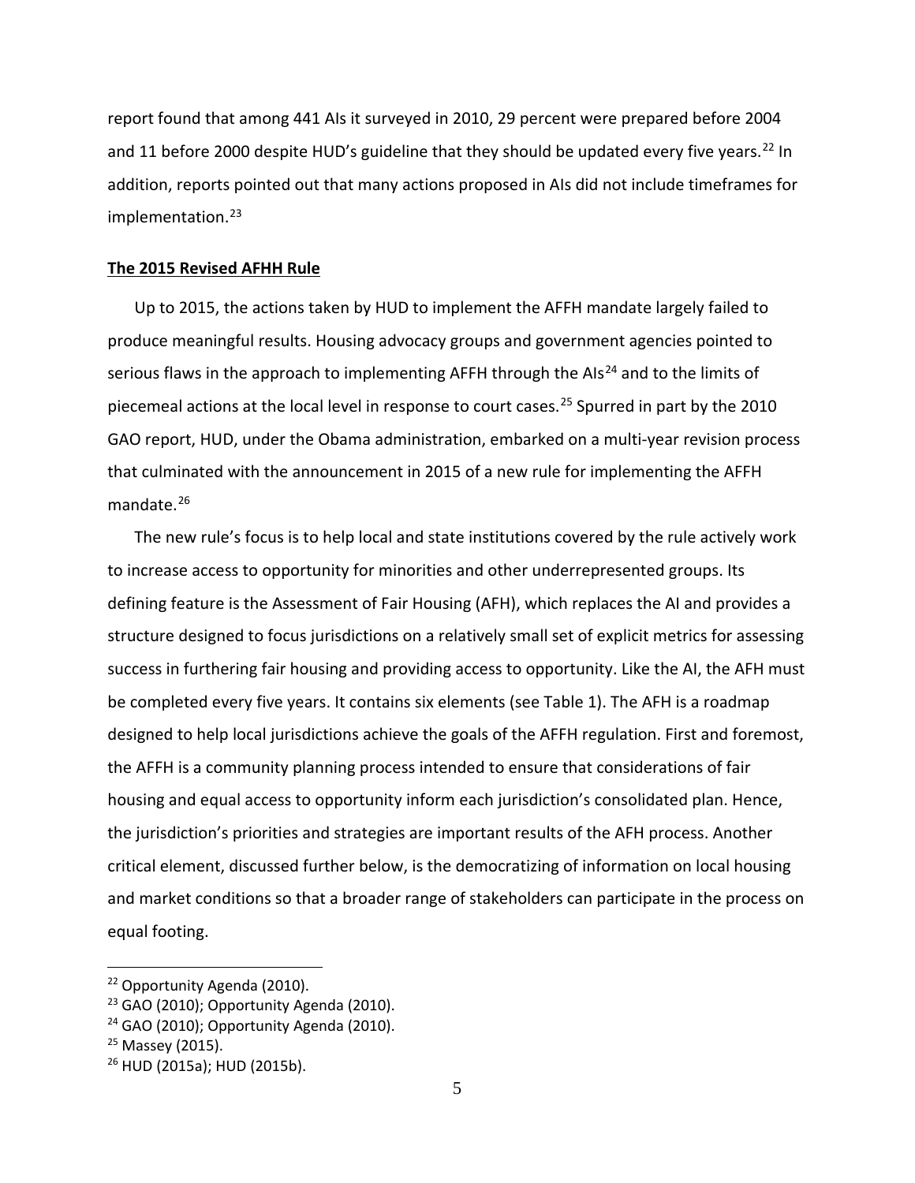report found that among 441 AIs it surveyed in 2010, 29 percent were prepared before 2004 and 11 before 2000 despite HUD's guideline that they should be updated every five years.[22] In addition, reports pointed out that many actions proposed in AIs did not include timeframes for implementation.[23]

## The 2015 Revised AFHH Rule

Up to 2015, the actions taken by HUD to implement the AFFH mandate largely failed to produce meaningful results. Housing advocacy groups and government agencies pointed to serious flaws in the approach to implementing AFFH through the AIs[24] and to the limits of piecemeal actions at the local level in response to court cases.[25] Spurred in part by the 2010 GAO report, HUD, under the Obama administration, embarked on a multi-year revision process that culminated with the announcement in 2015 of a new rule for implementing the AFFH mandate.[26]

The new rule's focus is to help local and state institutions covered by the rule actively work to increase access to opportunity for minorities and other underrepresented groups. Its defining feature is the Assessment of Fair Housing (AFH), which replaces the AI and provides a structure designed to focus jurisdictions on a relatively small set of explicit metrics for assessing success in furthering fair housing and providing access to opportunity. Like the AI, the AFH must be completed every five years. It contains six elements (see Table 1). The AFH is a roadmap designed to help local jurisdictions achieve the goals of the AFFH regulation. First and foremost, the AFFH is a community planning process intended to ensure that considerations of fair housing and equal access to opportunity inform each jurisdiction's consolidated plan. Hence, the jurisdiction's priorities and strategies are important results of the AFH process. Another critical element, discussed further below, is the democratizing of information on local housing and market conditions so that a broader range of stakeholders can participate in the process on equal footing.

---

[22] Opportunity Agenda (2010).

[23] GAO (2010); Opportunity Agenda (2010).

[24] GAO (2010); Opportunity Agenda (2010).

[25] Massey (2015).

[26] HUD (2015a); HUD (2015b).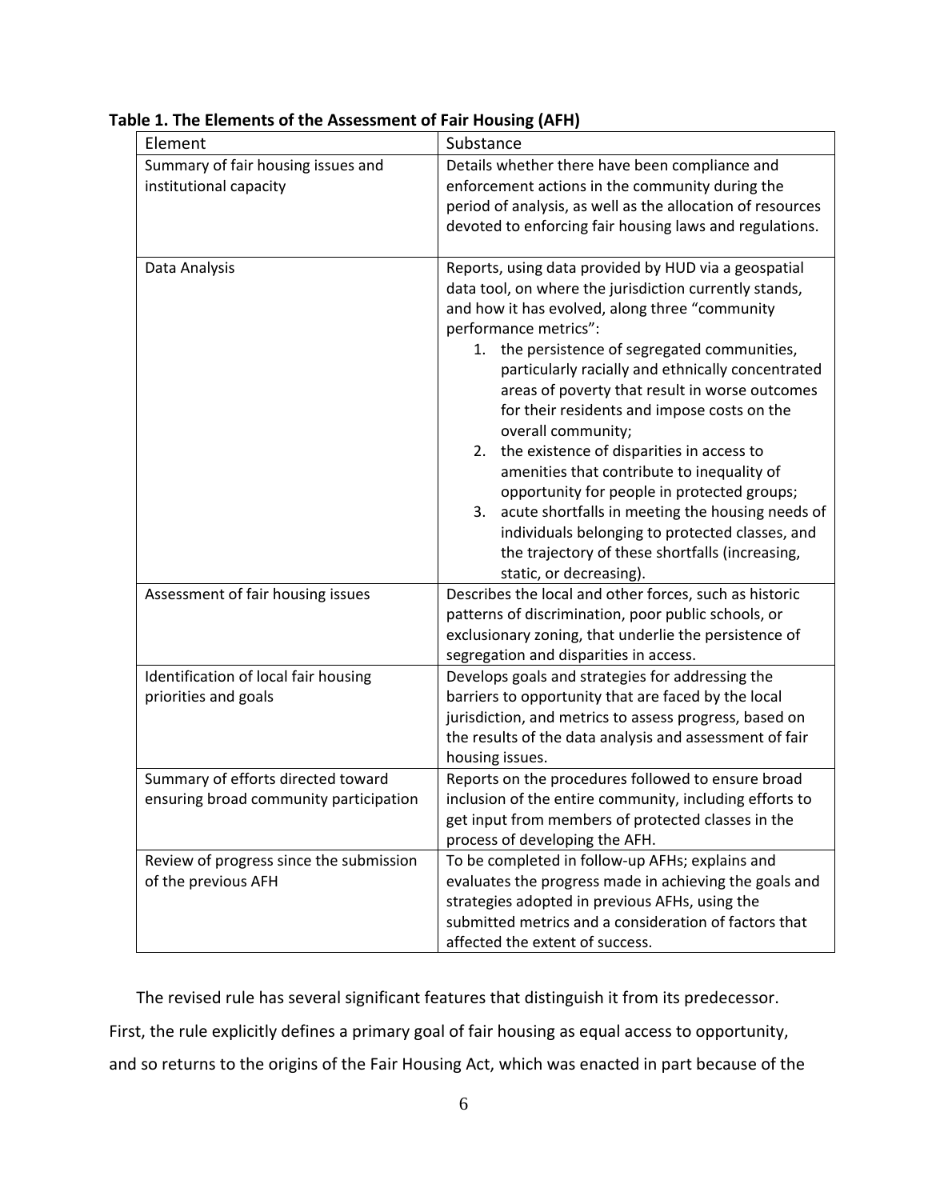**Table 1. The Elements of the Assessment of Fair Housing (AFH)**

| Element | Substance |
|---|---|
| Summary of fair housing issues and institutional capacity | Details whether there have been compliance and enforcement actions in the community during the period of analysis, as well as the allocation of resources devoted to enforcing fair housing laws and regulations. |
| Data Analysis | Reports, using data provided by HUD via a geospatial data tool, on where the jurisdiction currently stands, and how it has evolved, along three "community performance metrics": 1. the persistence of segregated communities, particularly racially and ethnically concentrated areas of poverty that result in worse outcomes for their residents and impose costs on the overall community; 2. the existence of disparities in access to amenities that contribute to inequality of opportunity for people in protected groups; 3. acute shortfalls in meeting the housing needs of individuals belonging to protected classes, and the trajectory of these shortfalls (increasing, static, or decreasing). |
| Assessment of fair housing issues | Describes the local and other forces, such as historic patterns of discrimination, poor public schools, or exclusionary zoning, that underlie the persistence of segregation and disparities in access. |
| Identification of local fair housing priorities and goals | Develops goals and strategies for addressing the barriers to opportunity that are faced by the local jurisdiction, and metrics to assess progress, based on the results of the data analysis and assessment of fair housing issues. |
| Summary of efforts directed toward ensuring broad community participation | Reports on the procedures followed to ensure broad inclusion of the entire community, including efforts to get input from members of protected classes in the process of developing the AFH. |
| Review of progress since the submission of the previous AFH | To be completed in follow-up AFHs; explains and evaluates the progress made in achieving the goals and strategies adopted in previous AFHs, using the submitted metrics and a consideration of factors that affected the extent of success. |

The revised rule has several significant features that distinguish it from its predecessor. First, the rule explicitly defines a primary goal of fair housing as equal access to opportunity, and so returns to the origins of the Fair Housing Act, which was enacted in part because of the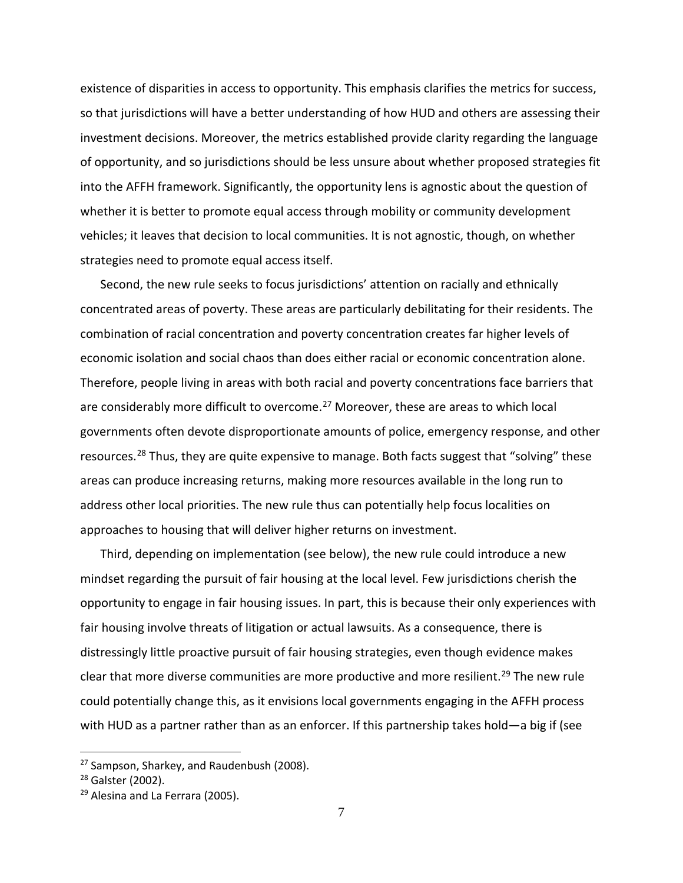existence of disparities in access to opportunity. This emphasis clarifies the metrics for success, so that jurisdictions will have a better understanding of how HUD and others are assessing their investment decisions. Moreover, the metrics established provide clarity regarding the language of opportunity, and so jurisdictions should be less unsure about whether proposed strategies fit into the AFFH framework. Significantly, the opportunity lens is agnostic about the question of whether it is better to promote equal access through mobility or community development vehicles; it leaves that decision to local communities. It is not agnostic, though, on whether strategies need to promote equal access itself.

Second, the new rule seeks to focus jurisdictions' attention on racially and ethnically concentrated areas of poverty. These areas are particularly debilitating for their residents. The combination of racial concentration and poverty concentration creates far higher levels of economic isolation and social chaos than does either racial or economic concentration alone. Therefore, people living in areas with both racial and poverty concentrations face barriers that are considerably more difficult to overcome.[27] Moreover, these are areas to which local governments often devote disproportionate amounts of police, emergency response, and other resources.[28] Thus, they are quite expensive to manage. Both facts suggest that "solving" these areas can produce increasing returns, making more resources available in the long run to address other local priorities. The new rule thus can potentially help focus localities on approaches to housing that will deliver higher returns on investment.

Third, depending on implementation (see below), the new rule could introduce a new mindset regarding the pursuit of fair housing at the local level. Few jurisdictions cherish the opportunity to engage in fair housing issues. In part, this is because their only experiences with fair housing involve threats of litigation or actual lawsuits. As a consequence, there is distressingly little proactive pursuit of fair housing strategies, even though evidence makes clear that more diverse communities are more productive and more resilient.[29] The new rule could potentially change this, as it envisions local governments engaging in the AFFH process with HUD as a partner rather than as an enforcer. If this partnership takes hold—a big if (see

[27] Sampson, Sharkey, and Raudenbush (2008).

[28] Galster (2002).

[29] Alesina and La Ferrara (2005).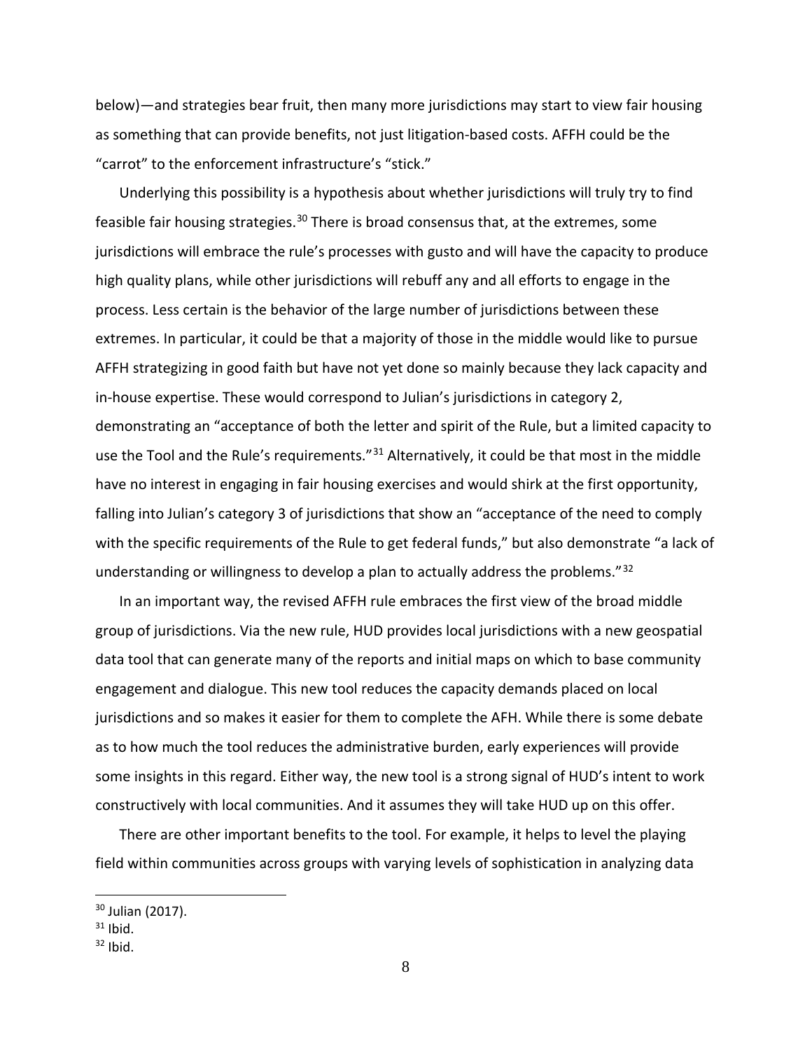below)—and strategies bear fruit, then many more jurisdictions may start to view fair housing as something that can provide benefits, not just litigation-based costs. AFFH could be the "carrot" to the enforcement infrastructure's "stick."

Underlying this possibility is a hypothesis about whether jurisdictions will truly try to find feasible fair housing strategies.[30] There is broad consensus that, at the extremes, some jurisdictions will embrace the rule's processes with gusto and will have the capacity to produce high quality plans, while other jurisdictions will rebuff any and all efforts to engage in the process. Less certain is the behavior of the large number of jurisdictions between these extremes. In particular, it could be that a majority of those in the middle would like to pursue AFFH strategizing in good faith but have not yet done so mainly because they lack capacity and in-house expertise. These would correspond to Julian's jurisdictions in category 2, demonstrating an "acceptance of both the letter and spirit of the Rule, but a limited capacity to use the Tool and the Rule's requirements."[31] Alternatively, it could be that most in the middle have no interest in engaging in fair housing exercises and would shirk at the first opportunity, falling into Julian's category 3 of jurisdictions that show an "acceptance of the need to comply with the specific requirements of the Rule to get federal funds," but also demonstrate "a lack of understanding or willingness to develop a plan to actually address the problems."[32]

In an important way, the revised AFFH rule embraces the first view of the broad middle group of jurisdictions. Via the new rule, HUD provides local jurisdictions with a new geospatial data tool that can generate many of the reports and initial maps on which to base community engagement and dialogue. This new tool reduces the capacity demands placed on local jurisdictions and so makes it easier for them to complete the AFH. While there is some debate as to how much the tool reduces the administrative burden, early experiences will provide some insights in this regard. Either way, the new tool is a strong signal of HUD's intent to work constructively with local communities. And it assumes they will take HUD up on this offer.

There are other important benefits to the tool. For example, it helps to level the playing field within communities across groups with varying levels of sophistication in analyzing data

[30] Julian (2017).

[31] Ibid.

[32] Ibid.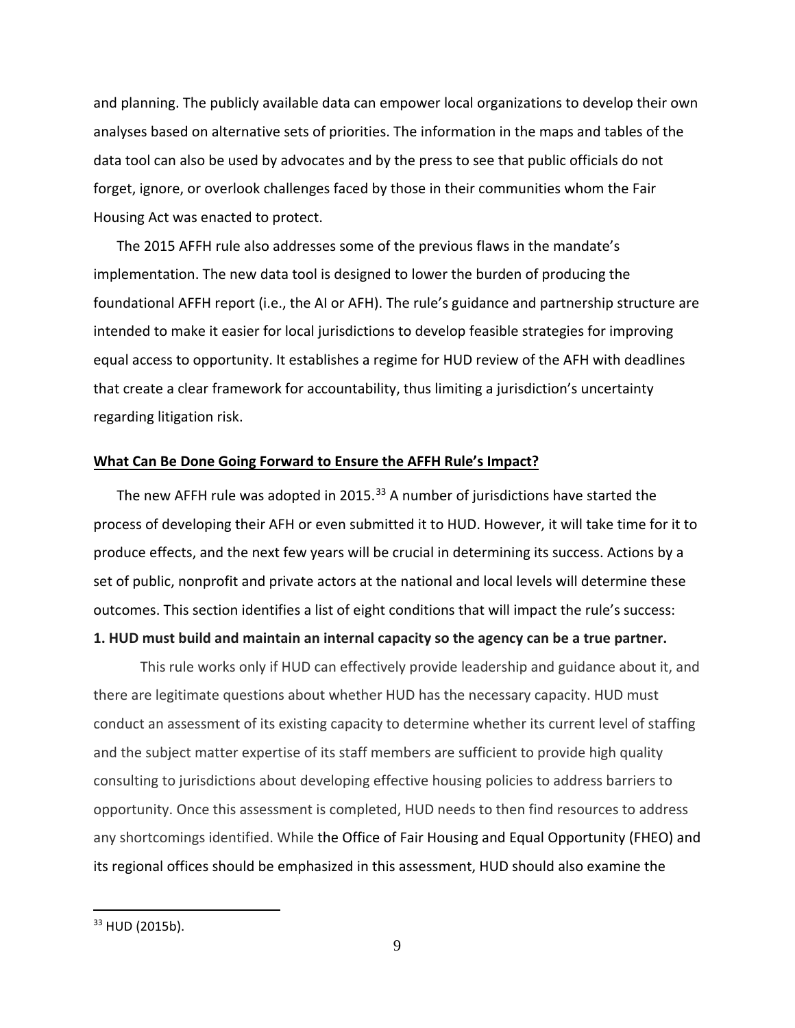and planning. The publicly available data can empower local organizations to develop their own analyses based on alternative sets of priorities. The information in the maps and tables of the data tool can also be used by advocates and by the press to see that public officials do not forget, ignore, or overlook challenges faced by those in their communities whom the Fair Housing Act was enacted to protect.

The 2015 AFFH rule also addresses some of the previous flaws in the mandate's implementation. The new data tool is designed to lower the burden of producing the foundational AFFH report (i.e., the AI or AFH). The rule's guidance and partnership structure are intended to make it easier for local jurisdictions to develop feasible strategies for improving equal access to opportunity. It establishes a regime for HUD review of the AFH with deadlines that create a clear framework for accountability, thus limiting a jurisdiction's uncertainty regarding litigation risk.

## What Can Be Done Going Forward to Ensure the AFFH Rule's Impact?

The new AFFH rule was adopted in 2015.[33] A number of jurisdictions have started the process of developing their AFH or even submitted it to HUD. However, it will take time for it to produce effects, and the next few years will be crucial in determining its success. Actions by a set of public, nonprofit and private actors at the national and local levels will determine these outcomes. This section identifies a list of eight conditions that will impact the rule's success:

**1. HUD must build and maintain an internal capacity so the agency can be a true partner.**

This rule works only if HUD can effectively provide leadership and guidance about it, and there are legitimate questions about whether HUD has the necessary capacity. HUD must conduct an assessment of its existing capacity to determine whether its current level of staffing and the subject matter expertise of its staff members are sufficient to provide high quality consulting to jurisdictions about developing effective housing policies to address barriers to opportunity. Once this assessment is completed, HUD needs to then find resources to address any shortcomings identified. While the Office of Fair Housing and Equal Opportunity (FHEO) and its regional offices should be emphasized in this assessment, HUD should also examine the

[33] HUD (2015b).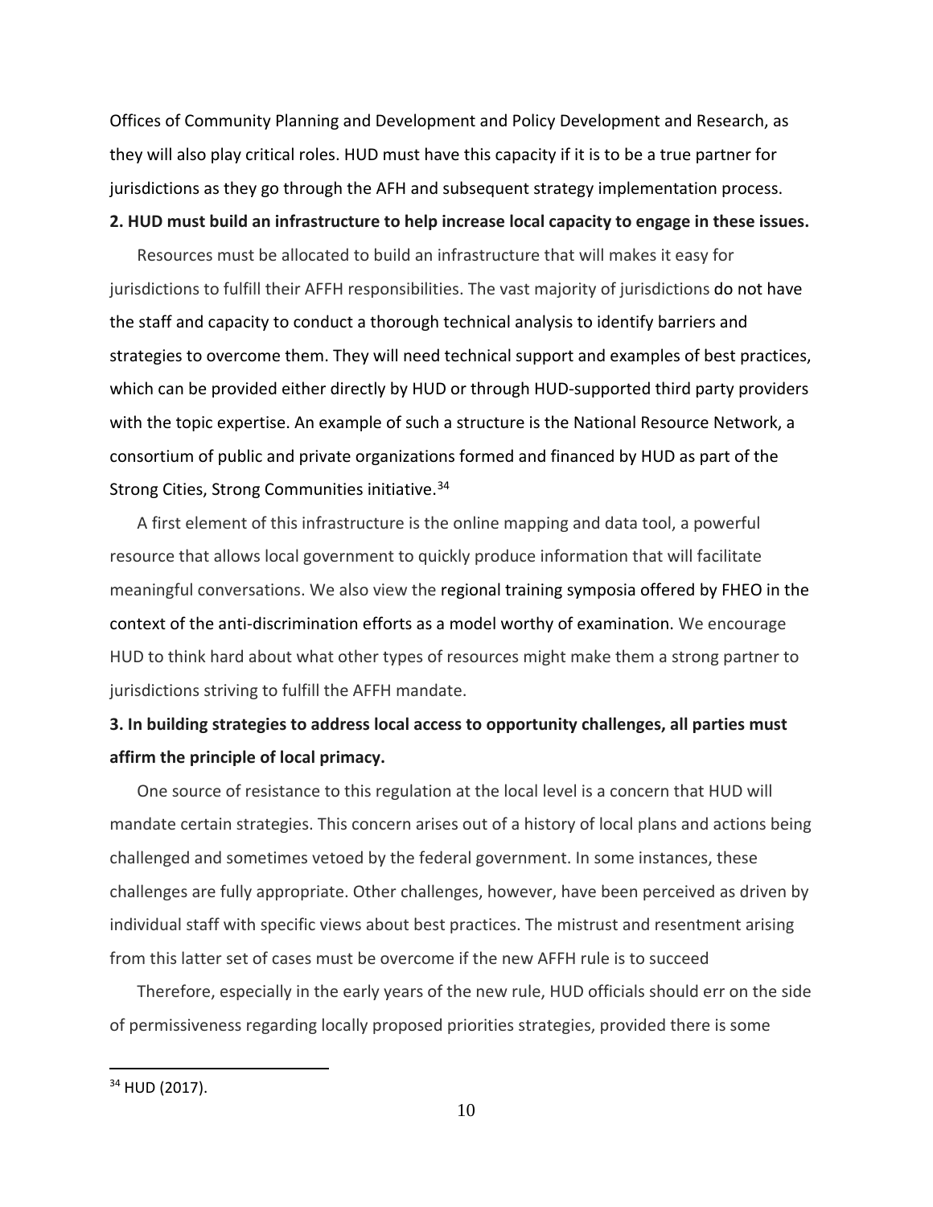Offices of Community Planning and Development and Policy Development and Research, as they will also play critical roles. HUD must have this capacity if it is to be a true partner for jurisdictions as they go through the AFH and subsequent strategy implementation process.

**2. HUD must build an infrastructure to help increase local capacity to engage in these issues.**

Resources must be allocated to build an infrastructure that will makes it easy for jurisdictions to fulfill their AFFH responsibilities. The vast majority of jurisdictions do not have the staff and capacity to conduct a thorough technical analysis to identify barriers and strategies to overcome them. They will need technical support and examples of best practices, which can be provided either directly by HUD or through HUD-supported third party providers with the topic expertise. An example of such a structure is the National Resource Network, a consortium of public and private organizations formed and financed by HUD as part of the Strong Cities, Strong Communities initiative.[34]

A first element of this infrastructure is the online mapping and data tool, a powerful resource that allows local government to quickly produce information that will facilitate meaningful conversations. We also view the regional training symposia offered by FHEO in the context of the anti-discrimination efforts as a model worthy of examination. We encourage HUD to think hard about what other types of resources might make them a strong partner to jurisdictions striving to fulfill the AFFH mandate.

**3. In building strategies to address local access to opportunity challenges, all parties must affirm the principle of local primacy.**

One source of resistance to this regulation at the local level is a concern that HUD will mandate certain strategies. This concern arises out of a history of local plans and actions being challenged and sometimes vetoed by the federal government. In some instances, these challenges are fully appropriate. Other challenges, however, have been perceived as driven by individual staff with specific views about best practices. The mistrust and resentment arising from this latter set of cases must be overcome if the new AFFH rule is to succeed

Therefore, especially in the early years of the new rule, HUD officials should err on the side of permissiveness regarding locally proposed priorities strategies, provided there is some

[34] HUD (2017).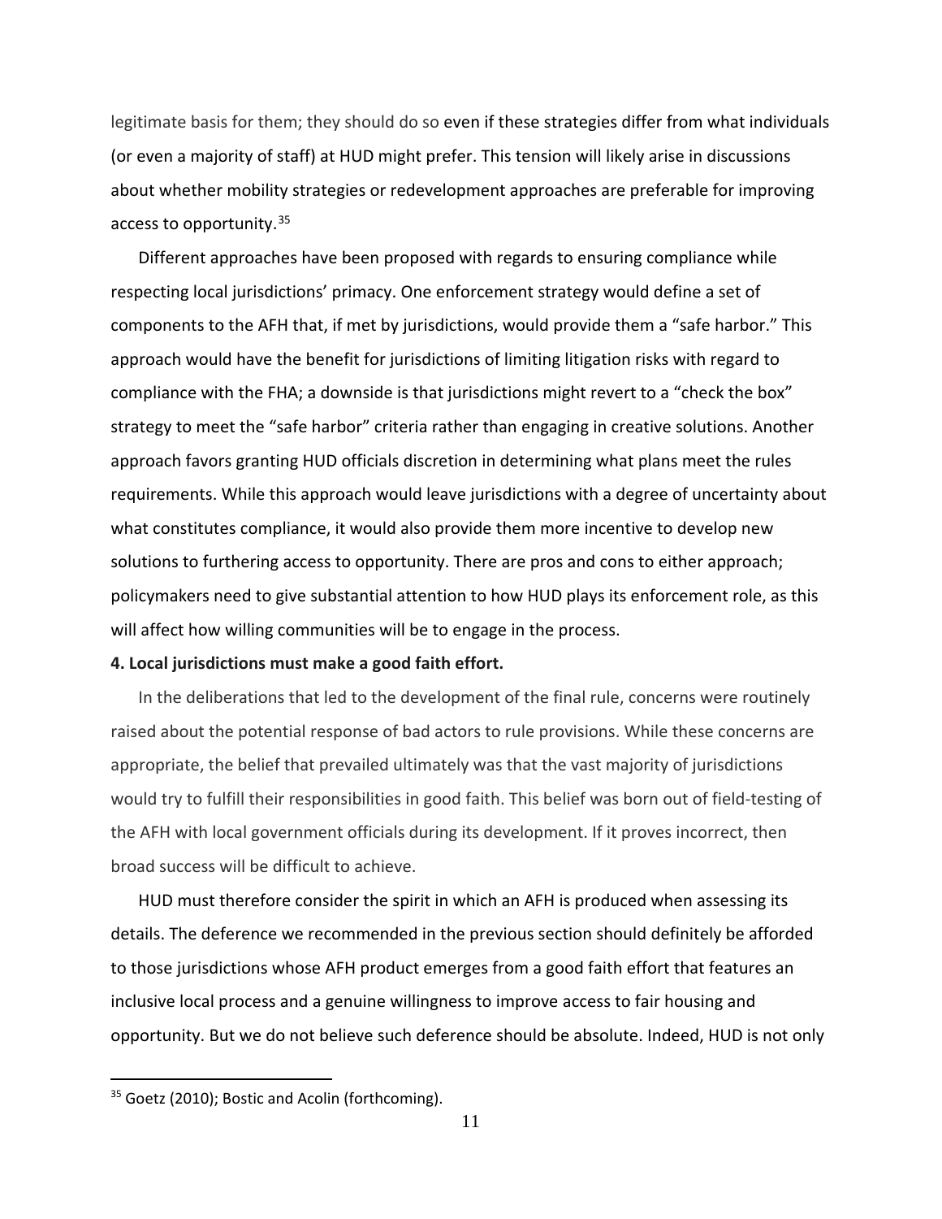legitimate basis for them; they should do so even if these strategies differ from what individuals (or even a majority of staff) at HUD might prefer. This tension will likely arise in discussions about whether mobility strategies or redevelopment approaches are preferable for improving access to opportunity.[35]

Different approaches have been proposed with regards to ensuring compliance while respecting local jurisdictions' primacy. One enforcement strategy would define a set of components to the AFH that, if met by jurisdictions, would provide them a "safe harbor." This approach would have the benefit for jurisdictions of limiting litigation risks with regard to compliance with the FHA; a downside is that jurisdictions might revert to a "check the box" strategy to meet the "safe harbor" criteria rather than engaging in creative solutions. Another approach favors granting HUD officials discretion in determining what plans meet the rules requirements. While this approach would leave jurisdictions with a degree of uncertainty about what constitutes compliance, it would also provide them more incentive to develop new solutions to furthering access to opportunity. There are pros and cons to either approach; policymakers need to give substantial attention to how HUD plays its enforcement role, as this will affect how willing communities will be to engage in the process.

**4. Local jurisdictions must make a good faith effort.**

In the deliberations that led to the development of the final rule, concerns were routinely raised about the potential response of bad actors to rule provisions. While these concerns are appropriate, the belief that prevailed ultimately was that the vast majority of jurisdictions would try to fulfill their responsibilities in good faith. This belief was born out of field-testing of the AFH with local government officials during its development. If it proves incorrect, then broad success will be difficult to achieve.

HUD must therefore consider the spirit in which an AFH is produced when assessing its details. The deference we recommended in the previous section should definitely be afforded to those jurisdictions whose AFH product emerges from a good faith effort that features an inclusive local process and a genuine willingness to improve access to fair housing and opportunity. But we do not believe such deference should be absolute. Indeed, HUD is not only

[35] Goetz (2010); Bostic and Acolin (forthcoming).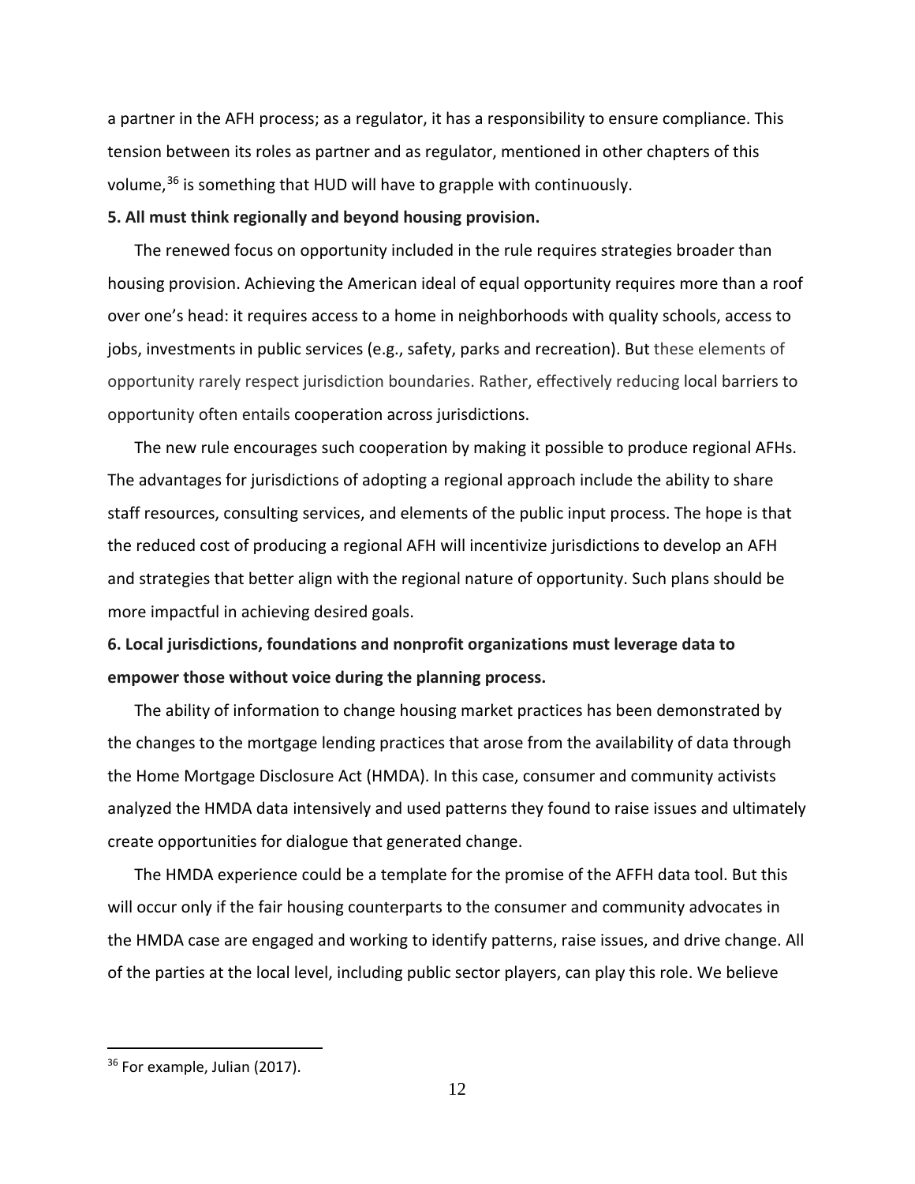a partner in the AFH process; as a regulator, it has a responsibility to ensure compliance. This tension between its roles as partner and as regulator, mentioned in other chapters of this volume,[36] is something that HUD will have to grapple with continuously.

**5. All must think regionally and beyond housing provision.**

The renewed focus on opportunity included in the rule requires strategies broader than housing provision. Achieving the American ideal of equal opportunity requires more than a roof over one's head: it requires access to a home in neighborhoods with quality schools, access to jobs, investments in public services (e.g., safety, parks and recreation). But these elements of opportunity rarely respect jurisdiction boundaries. Rather, effectively reducing local barriers to opportunity often entails cooperation across jurisdictions.

The new rule encourages such cooperation by making it possible to produce regional AFHs. The advantages for jurisdictions of adopting a regional approach include the ability to share staff resources, consulting services, and elements of the public input process. The hope is that the reduced cost of producing a regional AFH will incentivize jurisdictions to develop an AFH and strategies that better align with the regional nature of opportunity. Such plans should be more impactful in achieving desired goals.

**6. Local jurisdictions, foundations and nonprofit organizations must leverage data to empower those without voice during the planning process.**

The ability of information to change housing market practices has been demonstrated by the changes to the mortgage lending practices that arose from the availability of data through the Home Mortgage Disclosure Act (HMDA). In this case, consumer and community activists analyzed the HMDA data intensively and used patterns they found to raise issues and ultimately create opportunities for dialogue that generated change.

The HMDA experience could be a template for the promise of the AFFH data tool. But this will occur only if the fair housing counterparts to the consumer and community advocates in the HMDA case are engaged and working to identify patterns, raise issues, and drive change. All of the parties at the local level, including public sector players, can play this role. We believe

[36] For example, Julian (2017).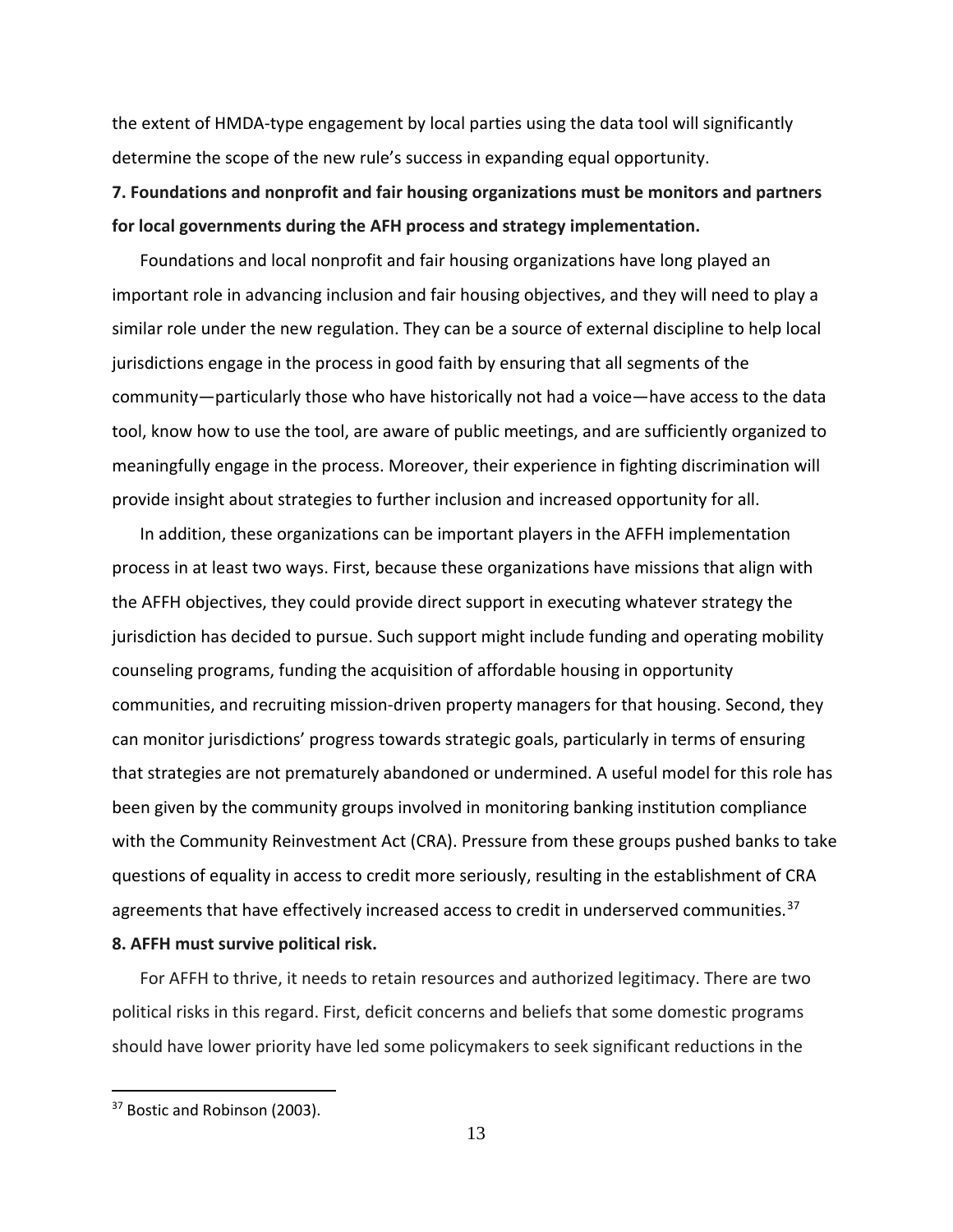the extent of HMDA-type engagement by local parties using the data tool will significantly determine the scope of the new rule's success in expanding equal opportunity.

**7. Foundations and nonprofit and fair housing organizations must be monitors and partners for local governments during the AFH process and strategy implementation.**

Foundations and local nonprofit and fair housing organizations have long played an important role in advancing inclusion and fair housing objectives, and they will need to play a similar role under the new regulation. They can be a source of external discipline to help local jurisdictions engage in the process in good faith by ensuring that all segments of the community—particularly those who have historically not had a voice—have access to the data tool, know how to use the tool, are aware of public meetings, and are sufficiently organized to meaningfully engage in the process. Moreover, their experience in fighting discrimination will provide insight about strategies to further inclusion and increased opportunity for all.

In addition, these organizations can be important players in the AFFH implementation process in at least two ways. First, because these organizations have missions that align with the AFFH objectives, they could provide direct support in executing whatever strategy the jurisdiction has decided to pursue. Such support might include funding and operating mobility counseling programs, funding the acquisition of affordable housing in opportunity communities, and recruiting mission-driven property managers for that housing. Second, they can monitor jurisdictions' progress towards strategic goals, particularly in terms of ensuring that strategies are not prematurely abandoned or undermined. A useful model for this role has been given by the community groups involved in monitoring banking institution compliance with the Community Reinvestment Act (CRA). Pressure from these groups pushed banks to take questions of equality in access to credit more seriously, resulting in the establishment of CRA agreements that have effectively increased access to credit in underserved communities.[37]

**8. AFFH must survive political risk.**

For AFFH to thrive, it needs to retain resources and authorized legitimacy. There are two political risks in this regard. First, deficit concerns and beliefs that some domestic programs should have lower priority have led some policymakers to seek significant reductions in the

[37] Bostic and Robinson (2003).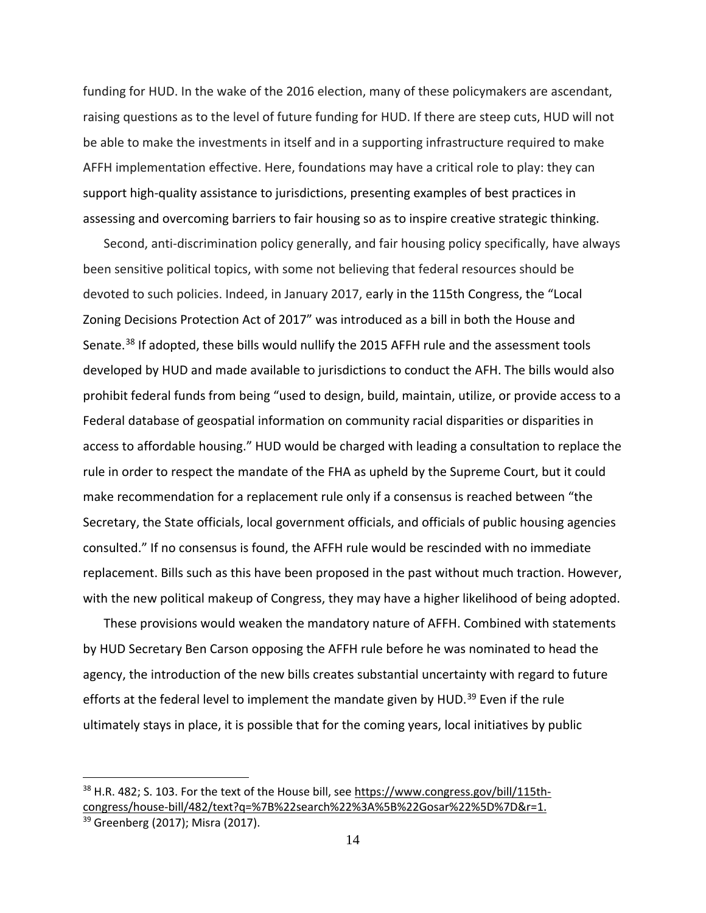funding for HUD. In the wake of the 2016 election, many of these policymakers are ascendant, raising questions as to the level of future funding for HUD. If there are steep cuts, HUD will not be able to make the investments in itself and in a supporting infrastructure required to make AFFH implementation effective. Here, foundations may have a critical role to play: they can support high-quality assistance to jurisdictions, presenting examples of best practices in assessing and overcoming barriers to fair housing so as to inspire creative strategic thinking.

Second, anti-discrimination policy generally, and fair housing policy specifically, have always been sensitive political topics, with some not believing that federal resources should be devoted to such policies. Indeed, in January 2017, early in the 115th Congress, the "Local Zoning Decisions Protection Act of 2017" was introduced as a bill in both the House and Senate.[38] If adopted, these bills would nullify the 2015 AFFH rule and the assessment tools developed by HUD and made available to jurisdictions to conduct the AFH. The bills would also prohibit federal funds from being "used to design, build, maintain, utilize, or provide access to a Federal database of geospatial information on community racial disparities or disparities in access to affordable housing." HUD would be charged with leading a consultation to replace the rule in order to respect the mandate of the FHA as upheld by the Supreme Court, but it could make recommendation for a replacement rule only if a consensus is reached between "the Secretary, the State officials, local government officials, and officials of public housing agencies consulted." If no consensus is found, the AFFH rule would be rescinded with no immediate replacement. Bills such as this have been proposed in the past without much traction. However, with the new political makeup of Congress, they may have a higher likelihood of being adopted.

These provisions would weaken the mandatory nature of AFFH. Combined with statements by HUD Secretary Ben Carson opposing the AFFH rule before he was nominated to head the agency, the introduction of the new bills creates substantial uncertainty with regard to future efforts at the federal level to implement the mandate given by HUD.[39] Even if the rule ultimately stays in place, it is possible that for the coming years, local initiatives by public

---

[38] H.R. 482; S. 103. For the text of the House bill, see https://www.congress.gov/bill/115th-congress/house-bill/482/text?q=%7B%22search%22%3A%5B%22Gosar%22%5D%7D&r=1.

[39] Greenberg (2017); Misra (2017).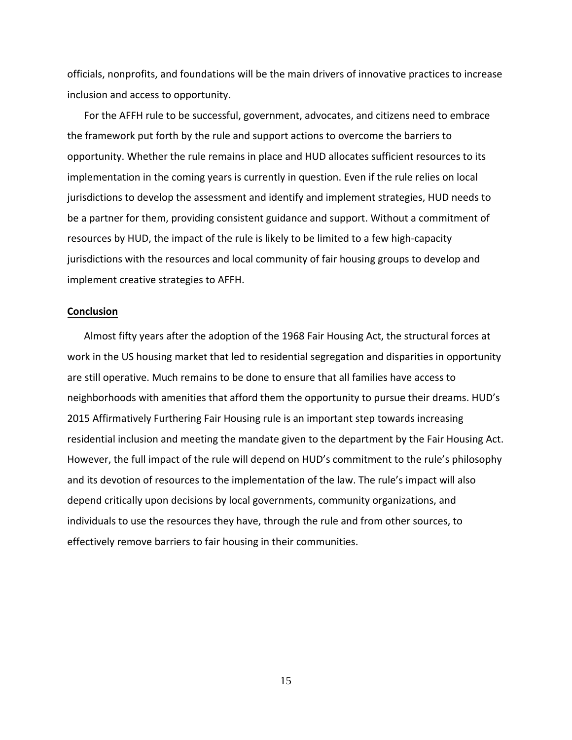officials, nonprofits, and foundations will be the main drivers of innovative practices to increase inclusion and access to opportunity.

For the AFFH rule to be successful, government, advocates, and citizens need to embrace the framework put forth by the rule and support actions to overcome the barriers to opportunity. Whether the rule remains in place and HUD allocates sufficient resources to its implementation in the coming years is currently in question. Even if the rule relies on local jurisdictions to develop the assessment and identify and implement strategies, HUD needs to be a partner for them, providing consistent guidance and support. Without a commitment of resources by HUD, the impact of the rule is likely to be limited to a few high-capacity jurisdictions with the resources and local community of fair housing groups to develop and implement creative strategies to AFFH.

## Conclusion

Almost fifty years after the adoption of the 1968 Fair Housing Act, the structural forces at work in the US housing market that led to residential segregation and disparities in opportunity are still operative. Much remains to be done to ensure that all families have access to neighborhoods with amenities that afford them the opportunity to pursue their dreams. HUD's 2015 Affirmatively Furthering Fair Housing rule is an important step towards increasing residential inclusion and meeting the mandate given to the department by the Fair Housing Act. However, the full impact of the rule will depend on HUD's commitment to the rule's philosophy and its devotion of resources to the implementation of the law. The rule's impact will also depend critically upon decisions by local governments, community organizations, and individuals to use the resources they have, through the rule and from other sources, to effectively remove barriers to fair housing in their communities.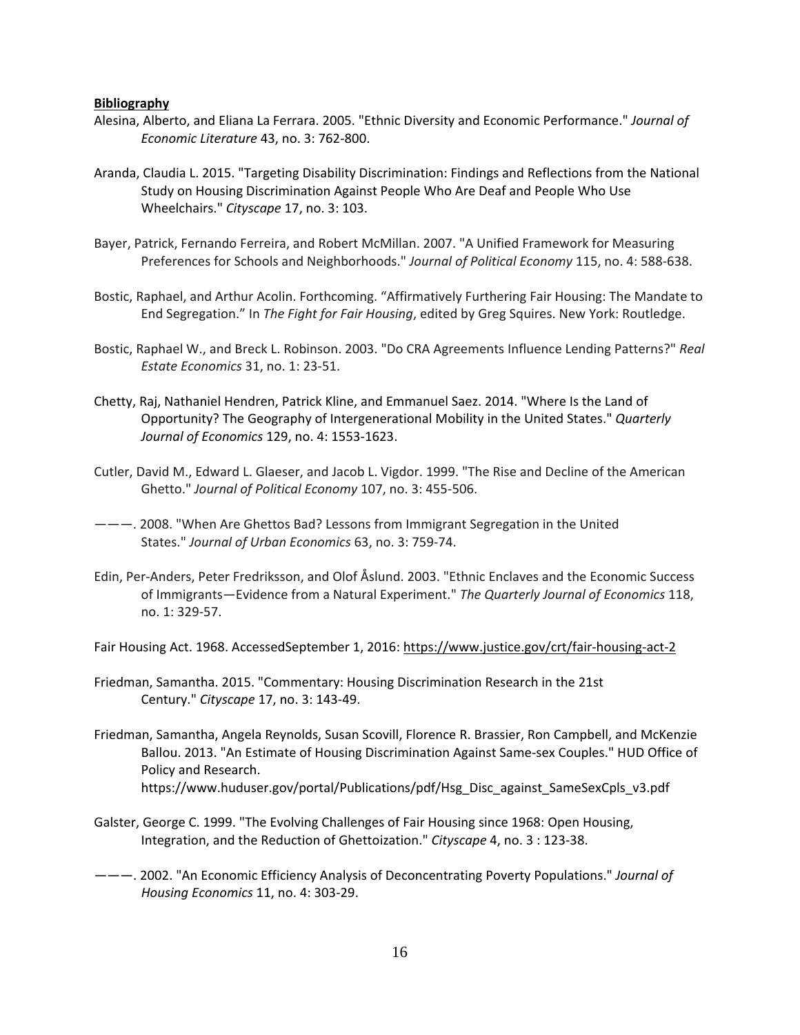**Bibliography**

Alesina, Alberto, and Eliana La Ferrara. 2005. "Ethnic Diversity and Economic Performance." *Journal of Economic Literature* 43, no. 3: 762-800.

Aranda, Claudia L. 2015. "Targeting Disability Discrimination: Findings and Reflections from the National Study on Housing Discrimination Against People Who Are Deaf and People Who Use Wheelchairs." *Cityscape* 17, no. 3: 103.

Bayer, Patrick, Fernando Ferreira, and Robert McMillan. 2007. "A Unified Framework for Measuring Preferences for Schools and Neighborhoods." *Journal of Political Economy* 115, no. 4: 588-638.

Bostic, Raphael, and Arthur Acolin. Forthcoming. "Affirmatively Furthering Fair Housing: The Mandate to End Segregation." In *The Fight for Fair Housing*, edited by Greg Squires. New York: Routledge.

Bostic, Raphael W., and Breck L. Robinson. 2003. "Do CRA Agreements Influence Lending Patterns?" *Real Estate Economics* 31, no. 1: 23-51.

Chetty, Raj, Nathaniel Hendren, Patrick Kline, and Emmanuel Saez. 2014. "Where Is the Land of Opportunity? The Geography of Intergenerational Mobility in the United States." *Quarterly Journal of Economics* 129, no. 4: 1553-1623.

Cutler, David M., Edward L. Glaeser, and Jacob L. Vigdor. 1999. "The Rise and Decline of the American Ghetto." *Journal of Political Economy* 107, no. 3: 455-506.

———. 2008. "When Are Ghettos Bad? Lessons from Immigrant Segregation in the United States." *Journal of Urban Economics* 63, no. 3: 759-74.

Edin, Per-Anders, Peter Fredriksson, and Olof Åslund. 2003. "Ethnic Enclaves and the Economic Success of Immigrants—Evidence from a Natural Experiment." *The Quarterly Journal of Economics* 118, no. 1: 329-57.

Fair Housing Act. 1968. AccessedSeptember 1, 2016: https://www.justice.gov/crt/fair-housing-act-2

Friedman, Samantha. 2015. "Commentary: Housing Discrimination Research in the 21st Century." *Cityscape* 17, no. 3: 143-49.

Friedman, Samantha, Angela Reynolds, Susan Scovill, Florence R. Brassier, Ron Campbell, and McKenzie Ballou. 2013. "An Estimate of Housing Discrimination Against Same-sex Couples." HUD Office of Policy and Research. https://www.huduser.gov/portal/Publications/pdf/Hsg_Disc_against_SameSexCpls_v3.pdf

Galster, George C. 1999. "The Evolving Challenges of Fair Housing since 1968: Open Housing, Integration, and the Reduction of Ghettoization." *Cityscape* 4, no. 3 : 123-38.

———. 2002. "An Economic Efficiency Analysis of Deconcentrating Poverty Populations." *Journal of Housing Economics* 11, no. 4: 303-29.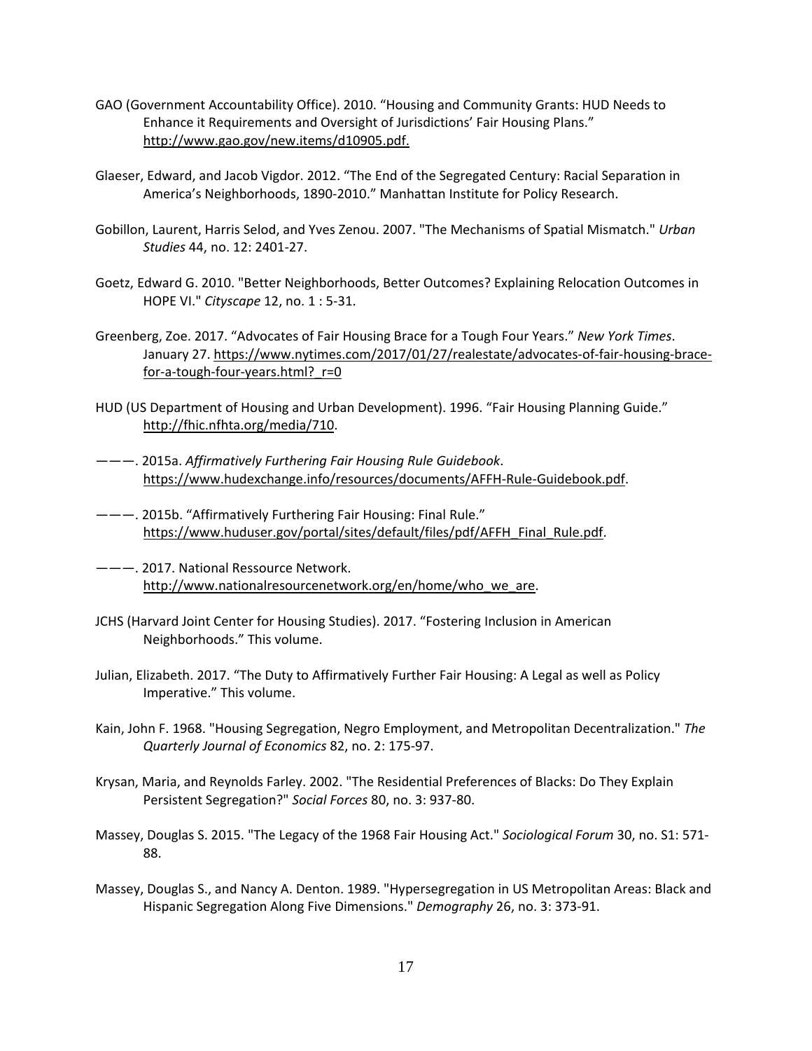GAO (Government Accountability Office). 2010. "Housing and Community Grants: HUD Needs to Enhance it Requirements and Oversight of Jurisdictions' Fair Housing Plans." http://www.gao.gov/new.items/d10905.pdf.

Glaeser, Edward, and Jacob Vigdor. 2012. "The End of the Segregated Century: Racial Separation in America's Neighborhoods, 1890-2010." Manhattan Institute for Policy Research.

Gobillon, Laurent, Harris Selod, and Yves Zenou. 2007. "The Mechanisms of Spatial Mismatch." *Urban Studies* 44, no. 12: 2401-27.

Goetz, Edward G. 2010. "Better Neighborhoods, Better Outcomes? Explaining Relocation Outcomes in HOPE VI." *Cityscape* 12, no. 1 : 5-31.

Greenberg, Zoe. 2017. "Advocates of Fair Housing Brace for a Tough Four Years." *New York Times*. January 27. https://www.nytimes.com/2017/01/27/realestate/advocates-of-fair-housing-brace-for-a-tough-four-years.html?_r=0

HUD (US Department of Housing and Urban Development). 1996. "Fair Housing Planning Guide." http://fhic.nfhta.org/media/710.

———. 2015a. *Affirmatively Furthering Fair Housing Rule Guidebook*. https://www.hudexchange.info/resources/documents/AFFH-Rule-Guidebook.pdf.

———. 2015b. "Affirmatively Furthering Fair Housing: Final Rule." https://www.huduser.gov/portal/sites/default/files/pdf/AFFH_Final_Rule.pdf.

———. 2017. National Ressource Network. http://www.nationalresourcenetwork.org/en/home/who_we_are.

JCHS (Harvard Joint Center for Housing Studies). 2017. "Fostering Inclusion in American Neighborhoods." This volume.

Julian, Elizabeth. 2017. "The Duty to Affirmatively Further Fair Housing: A Legal as well as Policy Imperative." This volume.

Kain, John F. 1968. "Housing Segregation, Negro Employment, and Metropolitan Decentralization." *The Quarterly Journal of Economics* 82, no. 2: 175-97.

Krysan, Maria, and Reynolds Farley. 2002. "The Residential Preferences of Blacks: Do They Explain Persistent Segregation?" *Social Forces* 80, no. 3: 937-80.

Massey, Douglas S. 2015. "The Legacy of the 1968 Fair Housing Act." *Sociological Forum* 30, no. S1: 571-88.

Massey, Douglas S., and Nancy A. Denton. 1989. "Hypersegregation in US Metropolitan Areas: Black and Hispanic Segregation Along Five Dimensions." *Demography* 26, no. 3: 373-91.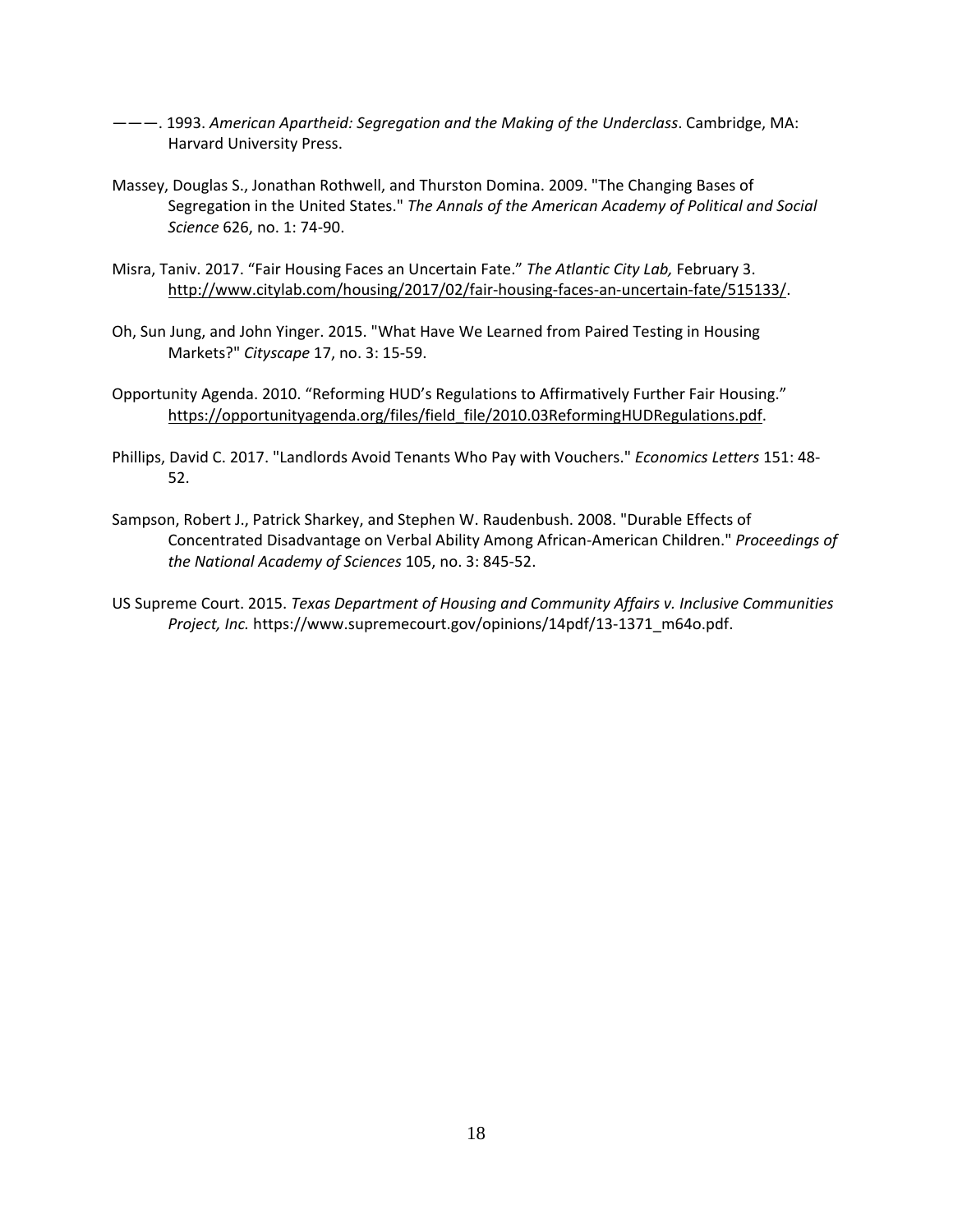———. 1993. *American Apartheid: Segregation and the Making of the Underclass*. Cambridge, MA: Harvard University Press.

Massey, Douglas S., Jonathan Rothwell, and Thurston Domina. 2009. "The Changing Bases of Segregation in the United States." *The Annals of the American Academy of Political and Social Science* 626, no. 1: 74-90.

Misra, Taniv. 2017. "Fair Housing Faces an Uncertain Fate." *The Atlantic City Lab,* February 3. http://www.citylab.com/housing/2017/02/fair-housing-faces-an-uncertain-fate/515133/.

Oh, Sun Jung, and John Yinger. 2015. "What Have We Learned from Paired Testing in Housing Markets?" *Cityscape* 17, no. 3: 15-59.

Opportunity Agenda. 2010. "Reforming HUD's Regulations to Affirmatively Further Fair Housing." https://opportunityagenda.org/files/field_file/2010.03ReformingHUDRegulations.pdf.

Phillips, David C. 2017. "Landlords Avoid Tenants Who Pay with Vouchers." *Economics Letters* 151: 48-52.

Sampson, Robert J., Patrick Sharkey, and Stephen W. Raudenbush. 2008. "Durable Effects of Concentrated Disadvantage on Verbal Ability Among African-American Children." *Proceedings of the National Academy of Sciences* 105, no. 3: 845-52.

US Supreme Court. 2015. *Texas Department of Housing and Community Affairs v. Inclusive Communities Project, Inc.* https://www.supremecourt.gov/opinions/14pdf/13-1371_m64o.pdf.